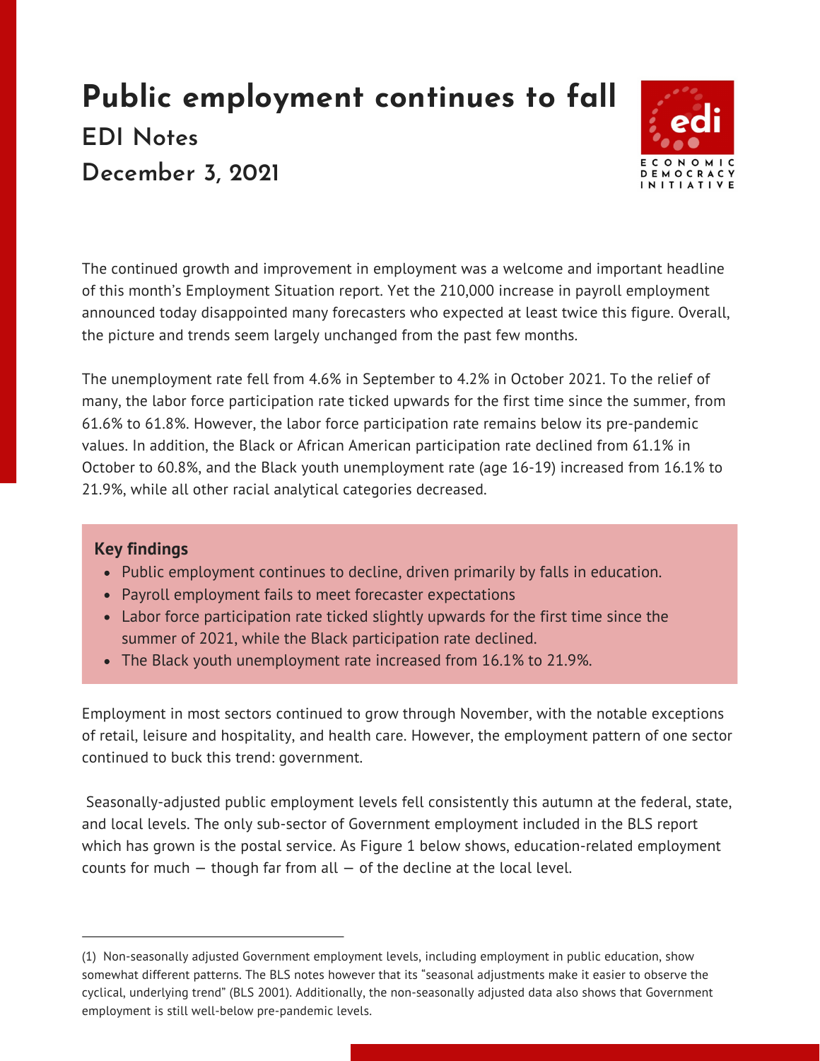# Public employment continues to fall

## EDI Notes

## December 3, 2021

The continued growth and improvement in employment was a welcome and important headline of this month's Employment Situation report. Yet the 210,000 increase in payroll employment announced today disappointed many forecasters who expected at least twice this figure. Overall, the picture and trends seem largely unchanged from the past few months.

The unemployment rate fell from 4.6% in September to 4.2% in October 2021. To the relief of many, the labor force participation rate ticked upwards for the first time since the summer, from 61.6% to 61.8%. However, the labor force participation rate remains below its pre-pandemic values. In addition, the Black or African American participation rate declined from 61.1% in October to 60.8%, and the Black youth unemployment rate (age 16-19) increased from 16.1% to 21.9%, while all other racial analytical categories decreased.

**Key findings**

- Public employment continues to decline, driven primarily by falls in education.
- Payroll employment fails to meet forecaster expectations
- Labor force participation rate ticked slightly upwards for the first time since the summer of 2021, while the Black participation rate declined.
- The Black youth unemployment rate increased from 16.1% to 21.9%.

Employment in most sectors continued to grow through November, with the notable exceptions of retail, leisure and hospitality, and health care. However, the employment pattern of one sector continued to buck this trend: government.

Seasonally-adjusted public employment levels fell consistently this autumn at the federal, state, and local levels. The only sub-sector of Government employment included in the BLS report which has grown is the postal service. As Figure 1 below shows, education-related employment counts for much — though far from all — of the decline at the local level.

---

(1) Non-seasonally adjusted Government employment levels, including employment in public education, show somewhat different patterns. The BLS notes however that its "seasonal adjustments make it easier to observe the cyclical, underlying trend" (BLS 2001). Additionally, the non-seasonally adjusted data also shows that Government employment is still well-below pre-pandemic levels.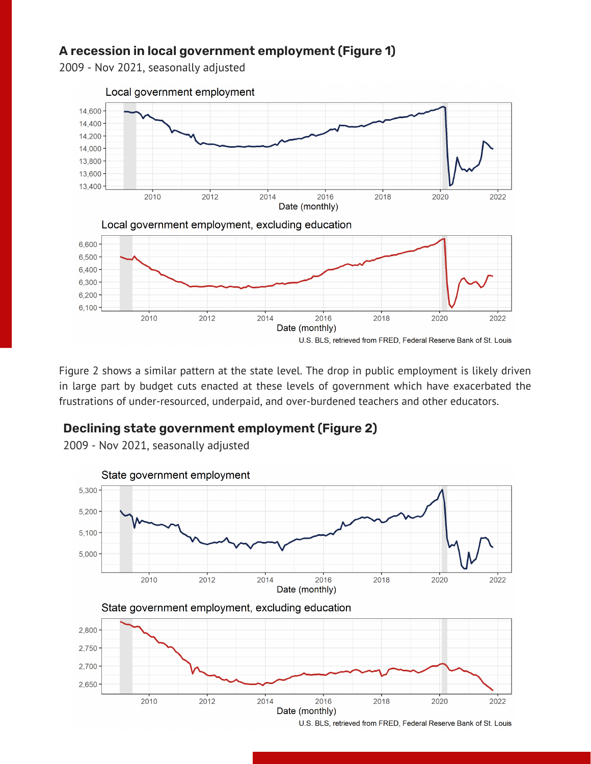### A recession in local government employment (Figure 1)

2009 - Nov 2021, seasonally adjusted

Figure 2 shows a similar pattern at the state level. The drop in public employment is likely driven in large part by budget cuts enacted at these levels of government which have exacerbated the frustrations of under-resourced, underpaid, and over-burdened teachers and other educators.

### Declining state government employment (Figure 2)

2009 - Nov 2021, seasonally adjusted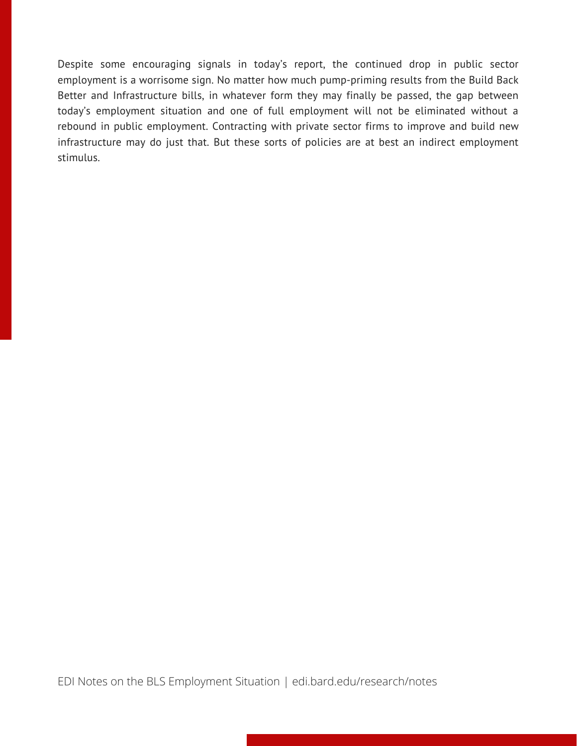Despite some encouraging signals in today's report, the continued drop in public sector employment is a worrisome sign. No matter how much pump-priming results from the Build Back Better and Infrastructure bills, in whatever form they may finally be passed, the gap between today's employment situation and one of full employment will not be eliminated without a rebound in public employment. Contracting with private sector firms to improve and build new infrastructure may do just that. But these sorts of policies are at best an indirect employment stimulus.